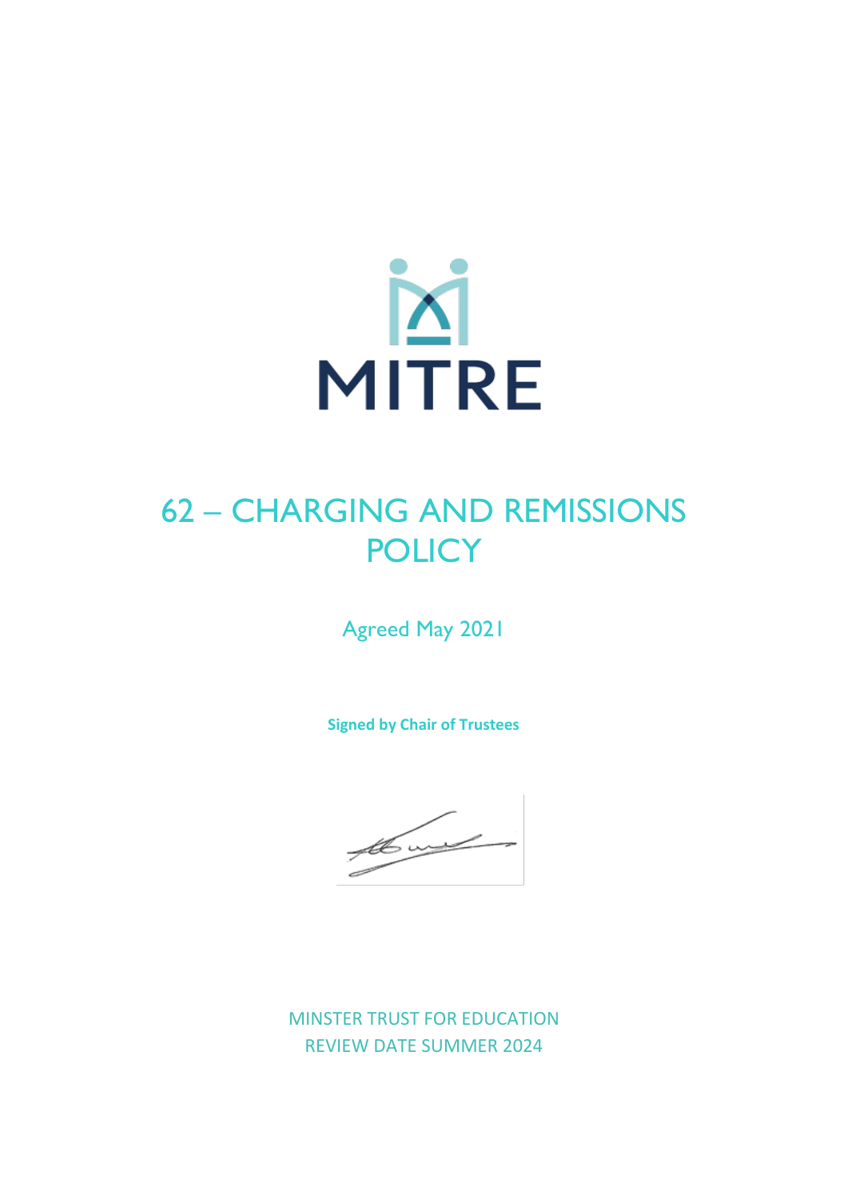MITRE

# 62 – CHARGING AND REMISSIONS POLICY

Agreed May 2021

**Signed by Chair of Trustees**

MINSTER TRUST FOR EDUCATION
REVIEW DATE SUMMER 2024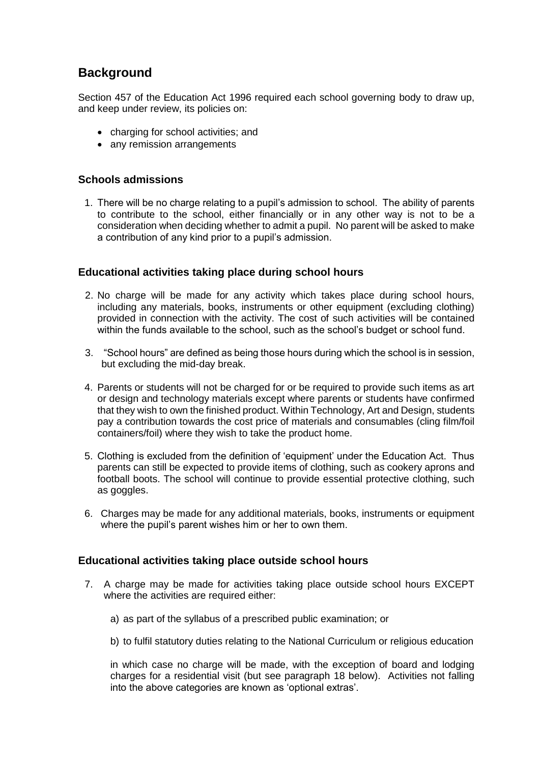## Background

Section 457 of the Education Act 1996 required each school governing body to draw up, and keep under review, its policies on:

- charging for school activities; and
- any remission arrangements

### Schools admissions

1. There will be no charge relating to a pupil's admission to school. The ability of parents to contribute to the school, either financially or in any other way is not to be a consideration when deciding whether to admit a pupil. No parent will be asked to make a contribution of any kind prior to a pupil's admission.

### Educational activities taking place during school hours

2. No charge will be made for any activity which takes place during school hours, including any materials, books, instruments or other equipment (excluding clothing) provided in connection with the activity. The cost of such activities will be contained within the funds available to the school, such as the school's budget or school fund.
3. "School hours" are defined as being those hours during which the school is in session, but excluding the mid-day break.
4. Parents or students will not be charged for or be required to provide such items as art or design and technology materials except where parents or students have confirmed that they wish to own the finished product. Within Technology, Art and Design, students pay a contribution towards the cost price of materials and consumables (cling film/foil containers/foil) where they wish to take the product home.
5. Clothing is excluded from the definition of 'equipment' under the Education Act. Thus parents can still be expected to provide items of clothing, such as cookery aprons and football boots. The school will continue to provide essential protective clothing, such as goggles.
6. Charges may be made for any additional materials, books, instruments or equipment where the pupil's parent wishes him or her to own them.

### Educational activities taking place outside school hours

7. A charge may be made for activities taking place outside school hours EXCEPT where the activities are required either:

   a) as part of the syllabus of a prescribed public examination; or

   b) to fulfil statutory duties relating to the National Curriculum or religious education

   in which case no charge will be made, with the exception of board and lodging charges for a residential visit (but see paragraph 18 below). Activities not falling into the above categories are known as 'optional extras'.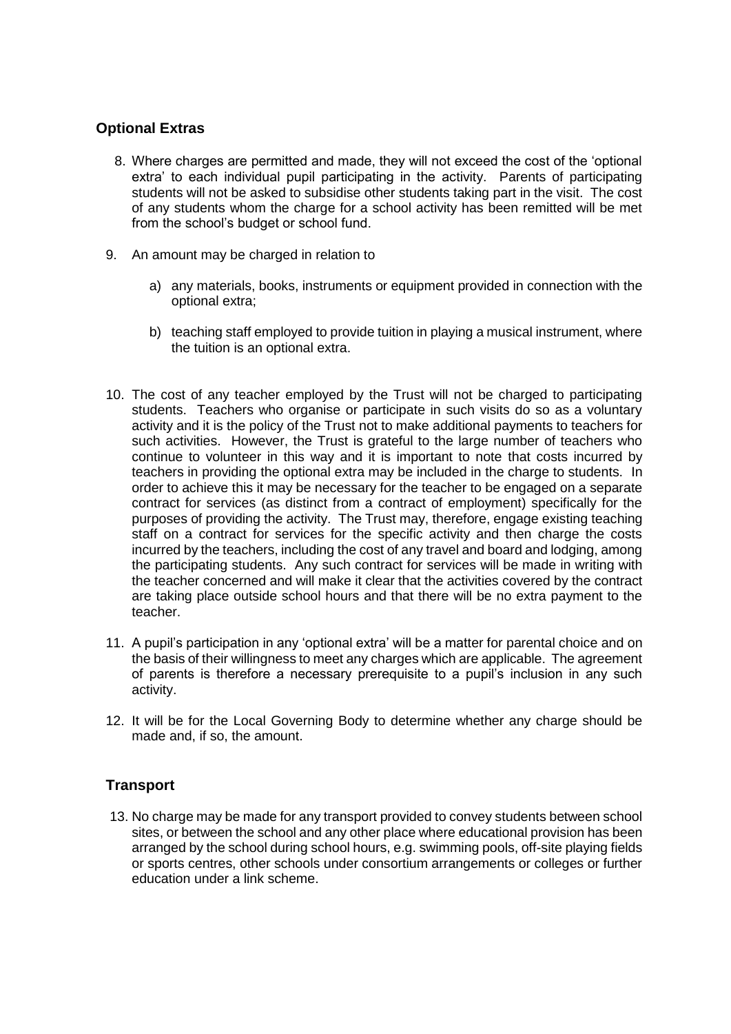## Optional Extras

8. Where charges are permitted and made, they will not exceed the cost of the 'optional extra' to each individual pupil participating in the activity. Parents of participating students will not be asked to subsidise other students taking part in the visit. The cost of any students whom the charge for a school activity has been remitted will be met from the school's budget or school fund.

9. An amount may be charged in relation to

   a) any materials, books, instruments or equipment provided in connection with the optional extra;

   b) teaching staff employed to provide tuition in playing a musical instrument, where the tuition is an optional extra.

10. The cost of any teacher employed by the Trust will not be charged to participating students. Teachers who organise or participate in such visits do so as a voluntary activity and it is the policy of the Trust not to make additional payments to teachers for such activities. However, the Trust is grateful to the large number of teachers who continue to volunteer in this way and it is important to note that costs incurred by teachers in providing the optional extra may be included in the charge to students. In order to achieve this it may be necessary for the teacher to be engaged on a separate contract for services (as distinct from a contract of employment) specifically for the purposes of providing the activity. The Trust may, therefore, engage existing teaching staff on a contract for services for the specific activity and then charge the costs incurred by the teachers, including the cost of any travel and board and lodging, among the participating students. Any such contract for services will be made in writing with the teacher concerned and will make it clear that the activities covered by the contract are taking place outside school hours and that there will be no extra payment to the teacher.

11. A pupil's participation in any 'optional extra' will be a matter for parental choice and on the basis of their willingness to meet any charges which are applicable. The agreement of parents is therefore a necessary prerequisite to a pupil's inclusion in any such activity.

12. It will be for the Local Governing Body to determine whether any charge should be made and, if so, the amount.

## Transport

13. No charge may be made for any transport provided to convey students between school sites, or between the school and any other place where educational provision has been arranged by the school during school hours, e.g. swimming pools, off-site playing fields or sports centres, other schools under consortium arrangements or colleges or further education under a link scheme.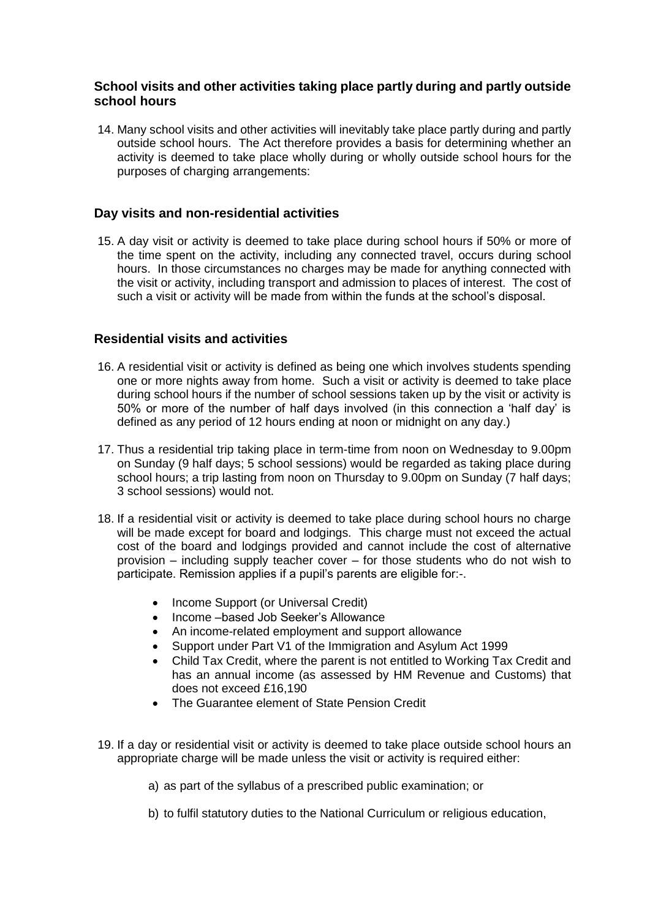### School visits and other activities taking place partly during and partly outside school hours

14. Many school visits and other activities will inevitably take place partly during and partly outside school hours. The Act therefore provides a basis for determining whether an activity is deemed to take place wholly during or wholly outside school hours for the purposes of charging arrangements:

### Day visits and non-residential activities

15. A day visit or activity is deemed to take place during school hours if 50% or more of the time spent on the activity, including any connected travel, occurs during school hours. In those circumstances no charges may be made for anything connected with the visit or activity, including transport and admission to places of interest. The cost of such a visit or activity will be made from within the funds at the school's disposal.

### Residential visits and activities

16. A residential visit or activity is defined as being one which involves students spending one or more nights away from home. Such a visit or activity is deemed to take place during school hours if the number of school sessions taken up by the visit or activity is 50% or more of the number of half days involved (in this connection a 'half day' is defined as any period of 12 hours ending at noon or midnight on any day.)

17. Thus a residential trip taking place in term-time from noon on Wednesday to 9.00pm on Sunday (9 half days; 5 school sessions) would be regarded as taking place during school hours; a trip lasting from noon on Thursday to 9.00pm on Sunday (7 half days; 3 school sessions) would not.

18. If a residential visit or activity is deemed to take place during school hours no charge will be made except for board and lodgings. This charge must not exceed the actual cost of the board and lodgings provided and cannot include the cost of alternative provision – including supply teacher cover – for those students who do not wish to participate. Remission applies if a pupil's parents are eligible for:-.

    - Income Support (or Universal Credit)
    - Income –based Job Seeker's Allowance
    - An income-related employment and support allowance
    - Support under Part V1 of the Immigration and Asylum Act 1999
    - Child Tax Credit, where the parent is not entitled to Working Tax Credit and has an annual income (as assessed by HM Revenue and Customs) that does not exceed £16,190
    - The Guarantee element of State Pension Credit

19. If a day or residential visit or activity is deemed to take place outside school hours an appropriate charge will be made unless the visit or activity is required either:

    a) as part of the syllabus of a prescribed public examination; or

    b) to fulfil statutory duties to the National Curriculum or religious education,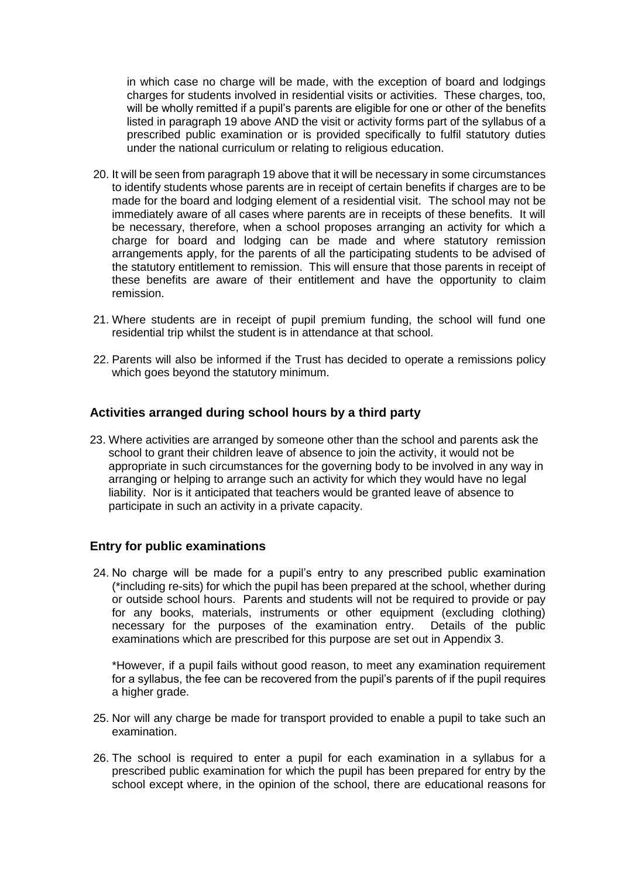in which case no charge will be made, with the exception of board and lodgings charges for students involved in residential visits or activities. These charges, too, will be wholly remitted if a pupil's parents are eligible for one or other of the benefits listed in paragraph 19 above AND the visit or activity forms part of the syllabus of a prescribed public examination or is provided specifically to fulfil statutory duties under the national curriculum or relating to religious education.

20. It will be seen from paragraph 19 above that it will be necessary in some circumstances to identify students whose parents are in receipt of certain benefits if charges are to be made for the board and lodging element of a residential visit. The school may not be immediately aware of all cases where parents are in receipts of these benefits. It will be necessary, therefore, when a school proposes arranging an activity for which a charge for board and lodging can be made and where statutory remission arrangements apply, for the parents of all the participating students to be advised of the statutory entitlement to remission. This will ensure that those parents in receipt of these benefits are aware of their entitlement and have the opportunity to claim remission.

21. Where students are in receipt of pupil premium funding, the school will fund one residential trip whilst the student is in attendance at that school.

22. Parents will also be informed if the Trust has decided to operate a remissions policy which goes beyond the statutory minimum.

### Activities arranged during school hours by a third party

23. Where activities are arranged by someone other than the school and parents ask the school to grant their children leave of absence to join the activity, it would not be appropriate in such circumstances for the governing body to be involved in any way in arranging or helping to arrange such an activity for which they would have no legal liability. Nor is it anticipated that teachers would be granted leave of absence to participate in such an activity in a private capacity.

### Entry for public examinations

24. No charge will be made for a pupil's entry to any prescribed public examination (*including re-sits) for which the pupil has been prepared at the school, whether during or outside school hours. Parents and students will not be required to provide or pay for any books, materials, instruments or other equipment (excluding clothing) necessary for the purposes of the examination entry. Details of the public examinations which are prescribed for this purpose are set out in Appendix 3.

    *However, if a pupil fails without good reason, to meet any examination requirement for a syllabus, the fee can be recovered from the pupil's parents of if the pupil requires a higher grade.

25. Nor will any charge be made for transport provided to enable a pupil to take such an examination.

26. The school is required to enter a pupil for each examination in a syllabus for a prescribed public examination for which the pupil has been prepared for entry by the school except where, in the opinion of the school, there are educational reasons for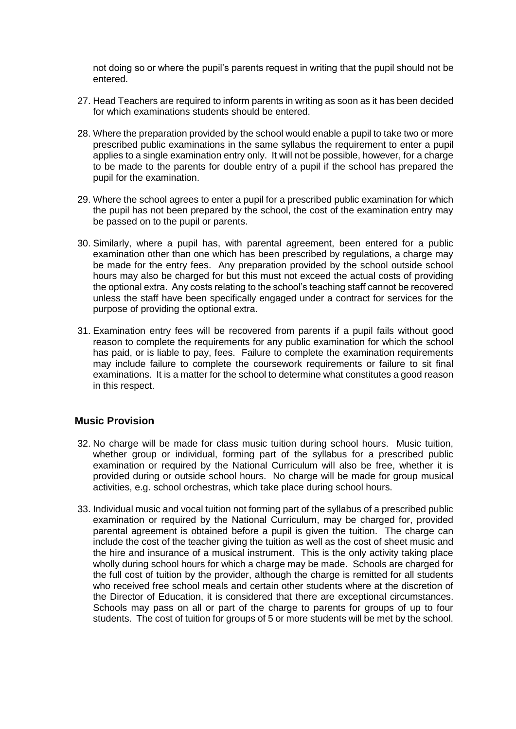not doing so or where the pupil's parents request in writing that the pupil should not be entered.

27. Head Teachers are required to inform parents in writing as soon as it has been decided for which examinations students should be entered.

28. Where the preparation provided by the school would enable a pupil to take two or more prescribed public examinations in the same syllabus the requirement to enter a pupil applies to a single examination entry only. It will not be possible, however, for a charge to be made to the parents for double entry of a pupil if the school has prepared the pupil for the examination.

29. Where the school agrees to enter a pupil for a prescribed public examination for which the pupil has not been prepared by the school, the cost of the examination entry may be passed on to the pupil or parents.

30. Similarly, where a pupil has, with parental agreement, been entered for a public examination other than one which has been prescribed by regulations, a charge may be made for the entry fees. Any preparation provided by the school outside school hours may also be charged for but this must not exceed the actual costs of providing the optional extra. Any costs relating to the school's teaching staff cannot be recovered unless the staff have been specifically engaged under a contract for services for the purpose of providing the optional extra.

31. Examination entry fees will be recovered from parents if a pupil fails without good reason to complete the requirements for any public examination for which the school has paid, or is liable to pay, fees. Failure to complete the examination requirements may include failure to complete the coursework requirements or failure to sit final examinations. It is a matter for the school to determine what constitutes a good reason in this respect.

## Music Provision

32. No charge will be made for class music tuition during school hours. Music tuition, whether group or individual, forming part of the syllabus for a prescribed public examination or required by the National Curriculum will also be free, whether it is provided during or outside school hours. No charge will be made for group musical activities, e.g. school orchestras, which take place during school hours.

33. Individual music and vocal tuition not forming part of the syllabus of a prescribed public examination or required by the National Curriculum, may be charged for, provided parental agreement is obtained before a pupil is given the tuition. The charge can include the cost of the teacher giving the tuition as well as the cost of sheet music and the hire and insurance of a musical instrument. This is the only activity taking place wholly during school hours for which a charge may be made. Schools are charged for the full cost of tuition by the provider, although the charge is remitted for all students who received free school meals and certain other students where at the discretion of the Director of Education, it is considered that there are exceptional circumstances. Schools may pass on all or part of the charge to parents for groups of up to four students. The cost of tuition for groups of 5 or more students will be met by the school.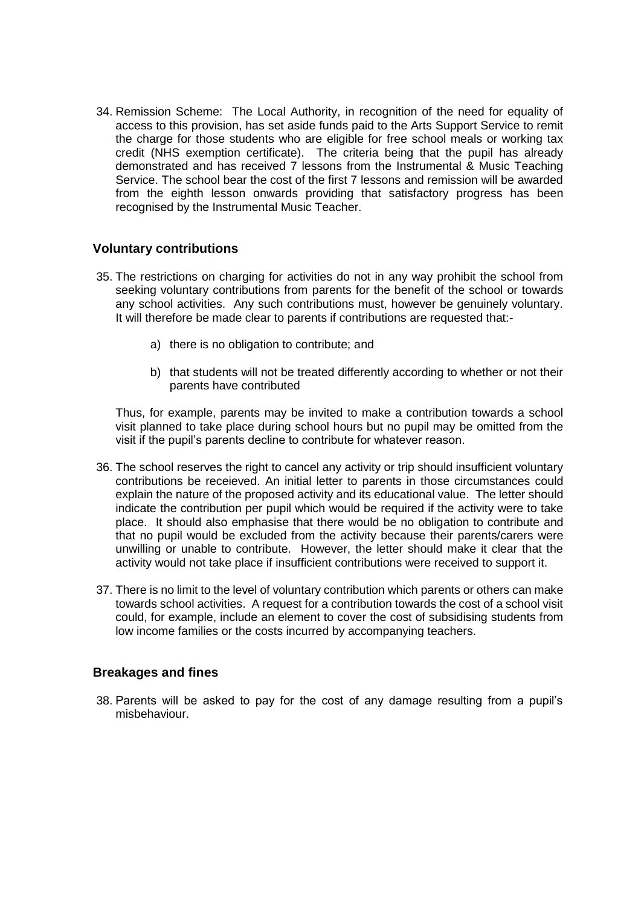34. Remission Scheme: The Local Authority, in recognition of the need for equality of access to this provision, has set aside funds paid to the Arts Support Service to remit the charge for those students who are eligible for free school meals or working tax credit (NHS exemption certificate). The criteria being that the pupil has already demonstrated and has received 7 lessons from the Instrumental & Music Teaching Service. The school bear the cost of the first 7 lessons and remission will be awarded from the eighth lesson onwards providing that satisfactory progress has been recognised by the Instrumental Music Teacher.

## Voluntary contributions

35. The restrictions on charging for activities do not in any way prohibit the school from seeking voluntary contributions from parents for the benefit of the school or towards any school activities. Any such contributions must, however be genuinely voluntary. It will therefore be made clear to parents if contributions are requested that:-

    a) there is no obligation to contribute; and

    b) that students will not be treated differently according to whether or not their parents have contributed

    Thus, for example, parents may be invited to make a contribution towards a school visit planned to take place during school hours but no pupil may be omitted from the visit if the pupil's parents decline to contribute for whatever reason.

36. The school reserves the right to cancel any activity or trip should insufficient voluntary contributions be receieved. An initial letter to parents in those circumstances could explain the nature of the proposed activity and its educational value. The letter should indicate the contribution per pupil which would be required if the activity were to take place. It should also emphasise that there would be no obligation to contribute and that no pupil would be excluded from the activity because their parents/carers were unwilling or unable to contribute. However, the letter should make it clear that the activity would not take place if insufficient contributions were received to support it.

37. There is no limit to the level of voluntary contribution which parents or others can make towards school activities. A request for a contribution towards the cost of a school visit could, for example, include an element to cover the cost of subsidising students from low income families or the costs incurred by accompanying teachers.

## Breakages and fines

38. Parents will be asked to pay for the cost of any damage resulting from a pupil's misbehaviour.